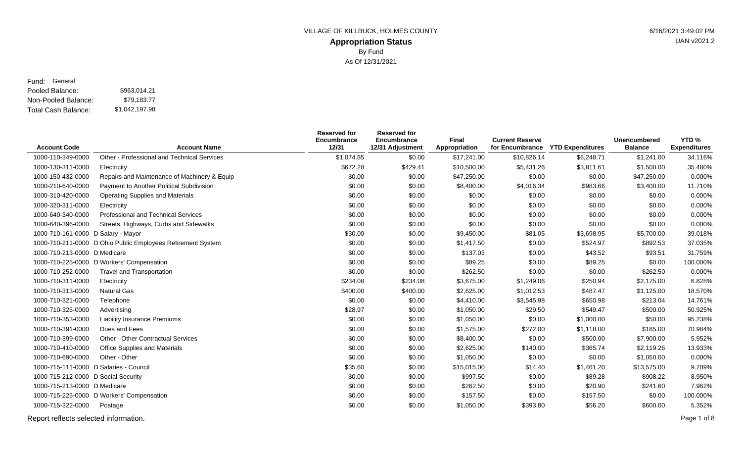VILLAGE OF KILLBUCK, HOLMES COUNTY

# Appropriation Status

By Fund

As Of 12/31/2021

6/16/2021 3:49:02 PM

UAN v2021.2

Fund: General

Pooled Balance: $963,014.21

Non-Pooled Balance: $79,183.77

Total Cash Balance: $1,042,197.98

| Account Code | Account Name | Reserved for Encumbrance 12/31 | Reserved for Encumbrance 12/31 Adjustment | Final Appropriation | Current Reserve for Encumbrance | YTD Expenditures | Unencumbered Balance | YTD % Expenditures |
|---|---|---|---|---|---|---|---|---|
| 1000-110-349-0000 | Other - Professional and Technical Services | $1,074.85 | $0.00 | $17,241.00 | $10,826.14 | $6,248.71 | $1,241.00 | 34.116% |
| 1000-130-311-0000 | Electricity | $672.28 | $429.41 | $10,500.00 | $5,431.26 | $3,811.61 | $1,500.00 | 35.480% |
| 1000-150-432-0000 | Repairs and Maintenance of Machinery & Equip | $0.00 | $0.00 | $47,250.00 | $0.00 | $0.00 | $47,250.00 | 0.000% |
| 1000-210-640-0000 | Payment to Another Political Subdivision | $0.00 | $0.00 | $8,400.00 | $4,016.34 | $983.66 | $3,400.00 | 11.710% |
| 1000-310-420-0000 | Operating Supplies and Materials | $0.00 | $0.00 | $0.00 | $0.00 | $0.00 | $0.00 | 0.000% |
| 1000-320-311-0000 | Electricity | $0.00 | $0.00 | $0.00 | $0.00 | $0.00 | $0.00 | 0.000% |
| 1000-640-340-0000 | Professional and Technical Services | $0.00 | $0.00 | $0.00 | $0.00 | $0.00 | $0.00 | 0.000% |
| 1000-640-396-0000 | Streets, Highways, Curbs and Sidewalks | $0.00 | $0.00 | $0.00 | $0.00 | $0.00 | $0.00 | 0.000% |
| 1000-710-161-0000 | D Salary - Mayor | $30.00 | $0.00 | $9,450.00 | $81.05 | $3,698.95 | $5,700.00 | 39.018% |
| 1000-710-211-0000 | D Ohio Public Employees Retirement System | $0.00 | $0.00 | $1,417.50 | $0.00 | $524.97 | $892.53 | 37.035% |
| 1000-710-213-0000 | D Medicare | $0.00 | $0.00 | $137.03 | $0.00 | $43.52 | $93.51 | 31.759% |
| 1000-710-225-0000 | D Workers' Compensation | $0.00 | $0.00 | $89.25 | $0.00 | $89.25 | $0.00 | 100.000% |
| 1000-710-252-0000 | Travel and Transportation | $0.00 | $0.00 | $262.50 | $0.00 | $0.00 | $262.50 | 0.000% |
| 1000-710-311-0000 | Electricity | $234.08 | $234.08 | $3,675.00 | $1,249.06 | $250.94 | $2,175.00 | 6.828% |
| 1000-710-313-0000 | Natural Gas | $400.00 | $400.00 | $2,625.00 | $1,012.53 | $487.47 | $1,125.00 | 18.570% |
| 1000-710-321-0000 | Telephone | $0.00 | $0.00 | $4,410.00 | $3,545.98 | $650.98 | $213.04 | 14.761% |
| 1000-710-325-0000 | Advertising | $28.97 | $0.00 | $1,050.00 | $29.50 | $549.47 | $500.00 | 50.925% |
| 1000-710-353-0000 | Liability Insurance Premiums | $0.00 | $0.00 | $1,050.00 | $0.00 | $1,000.00 | $50.00 | 95.238% |
| 1000-710-391-0000 | Dues and Fees | $0.00 | $0.00 | $1,575.00 | $272.00 | $1,118.00 | $185.00 | 70.984% |
| 1000-710-399-0000 | Other - Other Contractual Services | $0.00 | $0.00 | $8,400.00 | $0.00 | $500.00 | $7,900.00 | 5.952% |
| 1000-710-410-0000 | Office Supplies and Materials | $0.00 | $0.00 | $2,625.00 | $140.00 | $365.74 | $2,119.26 | 13.933% |
| 1000-710-690-0000 | Other - Other | $0.00 | $0.00 | $1,050.00 | $0.00 | $0.00 | $1,050.00 | 0.000% |
| 1000-715-111-0000 | D Salaries - Council | $35.60 | $0.00 | $15,015.00 | $14.40 | $1,461.20 | $13,575.00 | 9.709% |
| 1000-715-212-0000 | D Social Security | $0.00 | $0.00 | $997.50 | $0.00 | $89.28 | $908.22 | 8.950% |
| 1000-715-213-0000 | D Medicare | $0.00 | $0.00 | $262.50 | $0.00 | $20.90 | $241.60 | 7.962% |
| 1000-715-225-0000 | D Workers' Compensation | $0.00 | $0.00 | $157.50 | $0.00 | $157.50 | $0.00 | 100.000% |
| 1000-715-322-0000 | Postage | $0.00 | $0.00 | $1,050.00 | $393.80 | $56.20 | $600.00 | 5.352% |

Report reflects selected information.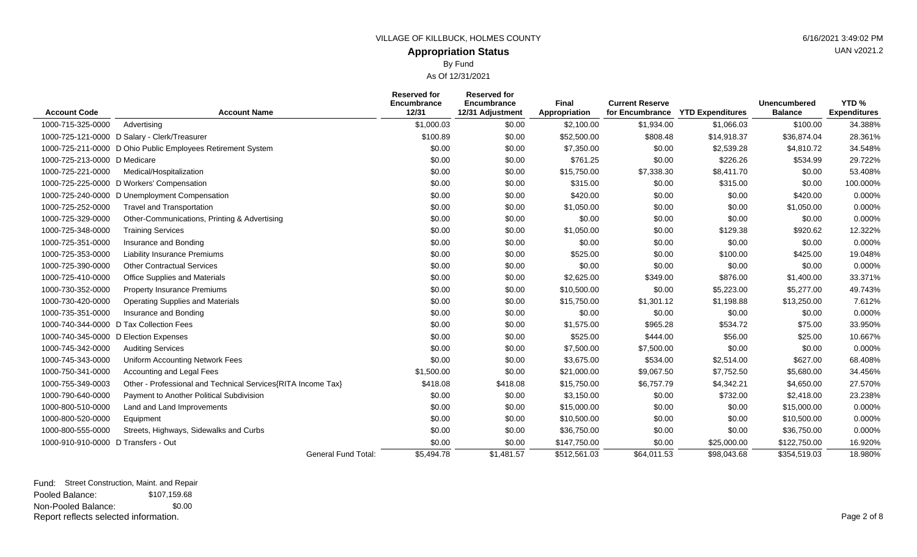VILLAGE OF KILLBUCK, HOLMES COUNTY

# Appropriation Status

By Fund

As Of 12/31/2021

| Account Code | Account Name | Reserved for Encumbrance 12/31 | Reserved for Encumbrance 12/31 Adjustment | Final Appropriation | Current Reserve for Encumbrance | YTD Expenditures | Unencumbered Balance | YTD % Expenditures |
|---|---|---|---|---|---|---|---|---|
| 1000-715-325-0000 | Advertising | $1,000.03 | $0.00 | $2,100.00 | $1,934.00 | $1,066.03 | $100.00 | 34.388% |
| 1000-725-121-0000 | D Salary - Clerk/Treasurer | $100.89 | $0.00 | $52,500.00 | $808.48 | $14,918.37 | $36,874.04 | 28.361% |
| 1000-725-211-0000 | D Ohio Public Employees Retirement System | $0.00 | $0.00 | $7,350.00 | $0.00 | $2,539.28 | $4,810.72 | 34.548% |
| 1000-725-213-0000 | D Medicare | $0.00 | $0.00 | $761.25 | $0.00 | $226.26 | $534.99 | 29.722% |
| 1000-725-221-0000 | Medical/Hospitalization | $0.00 | $0.00 | $15,750.00 | $7,338.30 | $8,411.70 | $0.00 | 53.408% |
| 1000-725-225-0000 | D Workers' Compensation | $0.00 | $0.00 | $315.00 | $0.00 | $315.00 | $0.00 | 100.000% |
| 1000-725-240-0000 | D Unemployment Compensation | $0.00 | $0.00 | $420.00 | $0.00 | $0.00 | $420.00 | 0.000% |
| 1000-725-252-0000 | Travel and Transportation | $0.00 | $0.00 | $1,050.00 | $0.00 | $0.00 | $1,050.00 | 0.000% |
| 1000-725-329-0000 | Other-Communications, Printing & Advertising | $0.00 | $0.00 | $0.00 | $0.00 | $0.00 | $0.00 | 0.000% |
| 1000-725-348-0000 | Training Services | $0.00 | $0.00 | $1,050.00 | $0.00 | $129.38 | $920.62 | 12.322% |
| 1000-725-351-0000 | Insurance and Bonding | $0.00 | $0.00 | $0.00 | $0.00 | $0.00 | $0.00 | 0.000% |
| 1000-725-353-0000 | Liability Insurance Premiums | $0.00 | $0.00 | $525.00 | $0.00 | $100.00 | $425.00 | 19.048% |
| 1000-725-390-0000 | Other Contractual Services | $0.00 | $0.00 | $0.00 | $0.00 | $0.00 | $0.00 | 0.000% |
| 1000-725-410-0000 | Office Supplies and Materials | $0.00 | $0.00 | $2,625.00 | $349.00 | $876.00 | $1,400.00 | 33.371% |
| 1000-730-352-0000 | Property Insurance Premiums | $0.00 | $0.00 | $10,500.00 | $0.00 | $5,223.00 | $5,277.00 | 49.743% |
| 1000-730-420-0000 | Operating Supplies and Materials | $0.00 | $0.00 | $15,750.00 | $1,301.12 | $1,198.88 | $13,250.00 | 7.612% |
| 1000-735-351-0000 | Insurance and Bonding | $0.00 | $0.00 | $0.00 | $0.00 | $0.00 | $0.00 | 0.000% |
| 1000-740-344-0000 | D Tax Collection Fees | $0.00 | $0.00 | $1,575.00 | $965.28 | $534.72 | $75.00 | 33.950% |
| 1000-740-345-0000 | D Election Expenses | $0.00 | $0.00 | $525.00 | $444.00 | $56.00 | $25.00 | 10.667% |
| 1000-745-342-0000 | Auditing Services | $0.00 | $0.00 | $7,500.00 | $7,500.00 | $0.00 | $0.00 | 0.000% |
| 1000-745-343-0000 | Uniform Accounting Network Fees | $0.00 | $0.00 | $3,675.00 | $534.00 | $2,514.00 | $627.00 | 68.408% |
| 1000-750-341-0000 | Accounting and Legal Fees | $1,500.00 | $0.00 | $21,000.00 | $9,067.50 | $7,752.50 | $5,680.00 | 34.456% |
| 1000-755-349-0003 | Other - Professional and Technical Services{RITA Income Tax} | $418.08 | $418.08 | $15,750.00 | $6,757.79 | $4,342.21 | $4,650.00 | 27.570% |
| 1000-790-640-0000 | Payment to Another Political Subdivision | $0.00 | $0.00 | $3,150.00 | $0.00 | $732.00 | $2,418.00 | 23.238% |
| 1000-800-510-0000 | Land and Land Improvements | $0.00 | $0.00 | $15,000.00 | $0.00 | $0.00 | $15,000.00 | 0.000% |
| 1000-800-520-0000 | Equipment | $0.00 | $0.00 | $10,500.00 | $0.00 | $0.00 | $10,500.00 | 0.000% |
| 1000-800-555-0000 | Streets, Highways, Sidewalks and Curbs | $0.00 | $0.00 | $36,750.00 | $0.00 | $0.00 | $36,750.00 | 0.000% |
| 1000-910-910-0000 | D Transfers - Out | $0.00 | $0.00 | $147,750.00 | $0.00 | $25,000.00 | $122,750.00 | 16.920% |
| | General Fund Total: | $5,494.78 | $1,481.57 | $512,561.03 | $64,011.53 | $98,043.68 | $354,519.03 | 18.980% |

Fund: Street Construction, Maint. and Repair

Pooled Balance: $107,159.68

Non-Pooled Balance: $0.00

Report reflects selected information.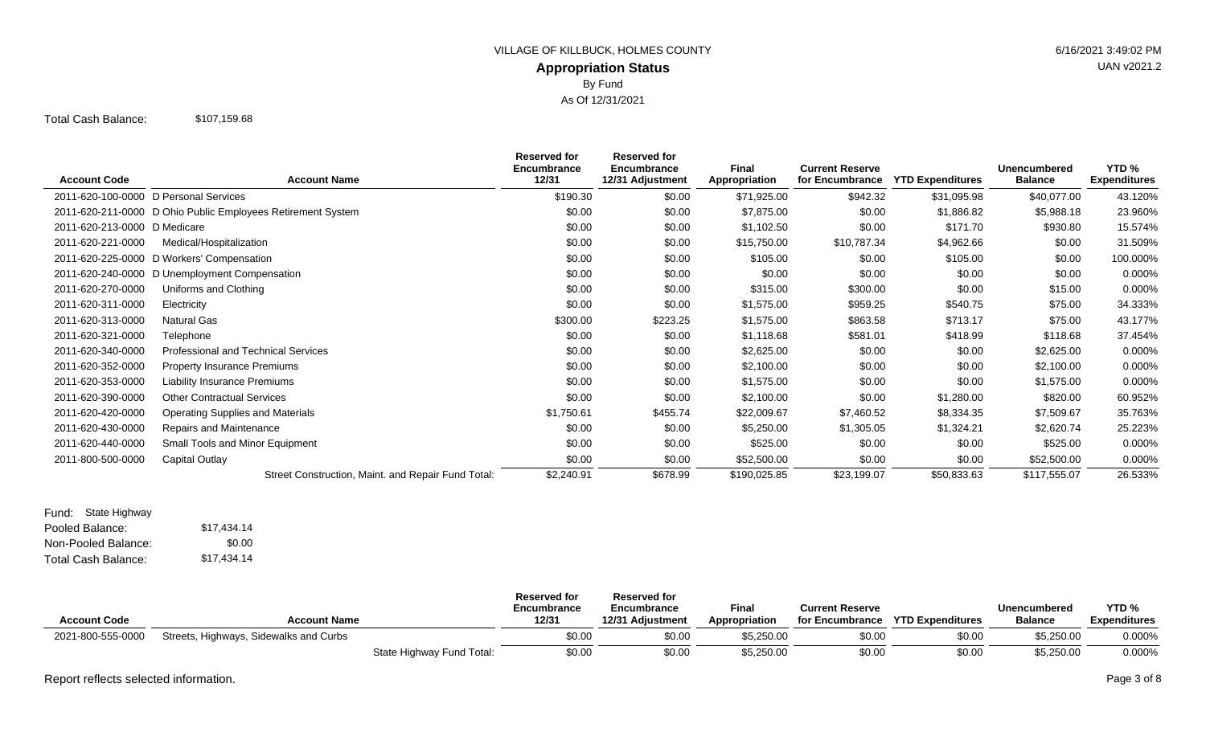VILLAGE OF KILLBUCK, HOLMES COUNTY

## Appropriation Status

By Fund

As Of 12/31/2021

Total Cash Balance: $107,159.68

| Account Code | Account Name | Reserved for Encumbrance 12/31 | Reserved for Encumbrance 12/31 Adjustment | Final Appropriation | Current Reserve for Encumbrance | YTD Expenditures | Unencumbered Balance | YTD % Expenditures |
|---|---|---|---|---|---|---|---|---|
| 2011-620-100-0000 | D Personal Services | $190.30 | $0.00 | $71,925.00 | $942.32 | $31,095.98 | $40,077.00 | 43.120% |
| 2011-620-211-0000 | D Ohio Public Employees Retirement System | $0.00 | $0.00 | $7,875.00 | $0.00 | $1,886.82 | $5,988.18 | 23.960% |
| 2011-620-213-0000 | D Medicare | $0.00 | $0.00 | $1,102.50 | $0.00 | $171.70 | $930.80 | 15.574% |
| 2011-620-221-0000 | Medical/Hospitalization | $0.00 | $0.00 | $15,750.00 | $10,787.34 | $4,962.66 | $0.00 | 31.509% |
| 2011-620-225-0000 | D Workers' Compensation | $0.00 | $0.00 | $105.00 | $0.00 | $105.00 | $0.00 | 100.000% |
| 2011-620-240-0000 | D Unemployment Compensation | $0.00 | $0.00 | $0.00 | $0.00 | $0.00 | $0.00 | 0.000% |
| 2011-620-270-0000 | Uniforms and Clothing | $0.00 | $0.00 | $315.00 | $300.00 | $0.00 | $15.00 | 0.000% |
| 2011-620-311-0000 | Electricity | $0.00 | $0.00 | $1,575.00 | $959.25 | $540.75 | $75.00 | 34.333% |
| 2011-620-313-0000 | Natural Gas | $300.00 | $223.25 | $1,575.00 | $863.58 | $713.17 | $75.00 | 43.177% |
| 2011-620-321-0000 | Telephone | $0.00 | $0.00 | $1,118.68 | $581.01 | $418.99 | $118.68 | 37.454% |
| 2011-620-340-0000 | Professional and Technical Services | $0.00 | $0.00 | $2,625.00 | $0.00 | $0.00 | $2,625.00 | 0.000% |
| 2011-620-352-0000 | Property Insurance Premiums | $0.00 | $0.00 | $2,100.00 | $0.00 | $0.00 | $2,100.00 | 0.000% |
| 2011-620-353-0000 | Liability Insurance Premiums | $0.00 | $0.00 | $1,575.00 | $0.00 | $0.00 | $1,575.00 | 0.000% |
| 2011-620-390-0000 | Other Contractual Services | $0.00 | $0.00 | $2,100.00 | $0.00 | $1,280.00 | $820.00 | 60.952% |
| 2011-620-420-0000 | Operating Supplies and Materials | $1,750.61 | $455.74 | $22,009.67 | $7,460.52 | $8,334.35 | $7,509.67 | 35.763% |
| 2011-620-430-0000 | Repairs and Maintenance | $0.00 | $0.00 | $5,250.00 | $1,305.05 | $1,324.21 | $2,620.74 | 25.223% |
| 2011-620-440-0000 | Small Tools and Minor Equipment | $0.00 | $0.00 | $525.00 | $0.00 | $0.00 | $525.00 | 0.000% |
| 2011-800-500-0000 | Capital Outlay | $0.00 | $0.00 | $52,500.00 | $0.00 | $0.00 | $52,500.00 | 0.000% |
| | Street Construction, Maint. and Repair Fund Total: | $2,240.91 | $678.99 | $190,025.85 | $23,199.07 | $50,833.63 | $117,555.07 | 26.533% |

Fund: State Highway

Pooled Balance: $17,434.14

Non-Pooled Balance: $0.00

Total Cash Balance: $17,434.14

| Account Code | Account Name | Reserved for Encumbrance 12/31 | Reserved for Encumbrance 12/31 Adjustment | Final Appropriation | Current Reserve for Encumbrance | YTD Expenditures | Unencumbered Balance | YTD % Expenditures |
|---|---|---|---|---|---|---|---|---|
| 2021-800-555-0000 | Streets, Highways, Sidewalks and Curbs | $0.00 | $0.00 | $5,250.00 | $0.00 | $0.00 | $5,250.00 | 0.000% |
| | State Highway Fund Total: | $0.00 | $0.00 | $5,250.00 | $0.00 | $0.00 | $5,250.00 | 0.000% |

Report reflects selected information.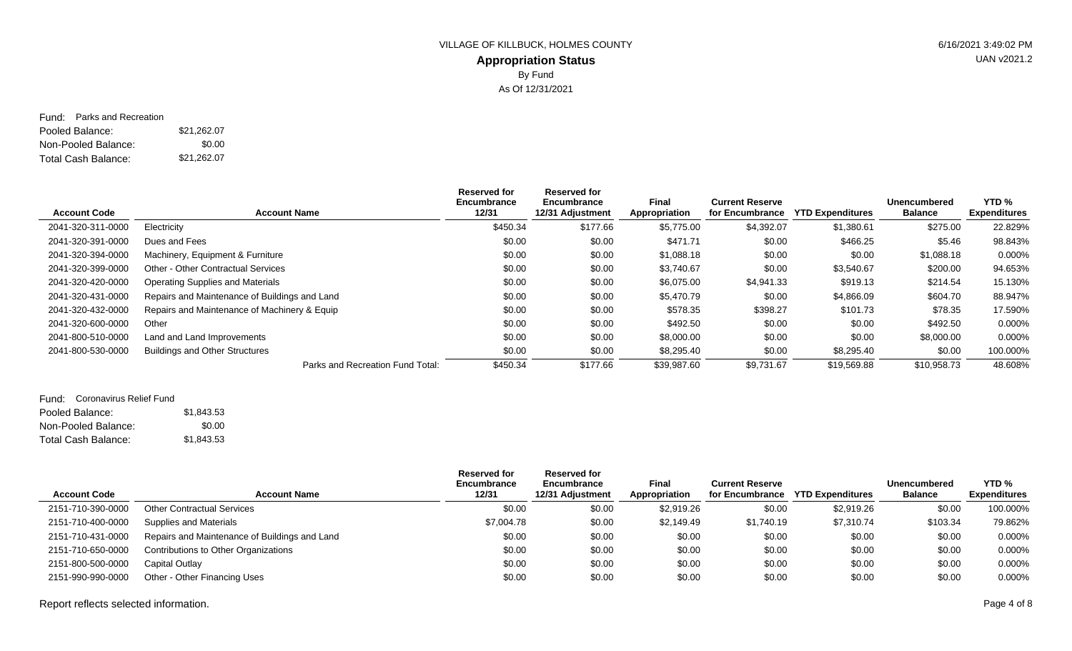VILLAGE OF KILLBUCK, HOLMES COUNTY

**Appropriation Status**

By Fund

As Of 12/31/2021

Fund: Parks and Recreation

Pooled Balance: $21,262.07

Non-Pooled Balance: $0.00

Total Cash Balance: $21,262.07

| Account Code | Account Name | Reserved for Encumbrance 12/31 | Reserved for Encumbrance 12/31 Adjustment | Final Appropriation | Current Reserve for Encumbrance | YTD Expenditures | Unencumbered Balance | YTD % Expenditures |
|---|---|---|---|---|---|---|---|---|
| 2041-320-311-0000 | Electricity | $450.34 | $177.66 | $5,775.00 | $4,392.07 | $1,380.61 | $275.00 | 22.829% |
| 2041-320-391-0000 | Dues and Fees | $0.00 | $0.00 | $471.71 | $0.00 | $466.25 | $5.46 | 98.843% |
| 2041-320-394-0000 | Machinery, Equipment & Furniture | $0.00 | $0.00 | $1,088.18 | $0.00 | $0.00 | $1,088.18 | 0.000% |
| 2041-320-399-0000 | Other - Other Contractual Services | $0.00 | $0.00 | $3,740.67 | $0.00 | $3,540.67 | $200.00 | 94.653% |
| 2041-320-420-0000 | Operating Supplies and Materials | $0.00 | $0.00 | $6,075.00 | $4,941.33 | $919.13 | $214.54 | 15.130% |
| 2041-320-431-0000 | Repairs and Maintenance of Buildings and Land | $0.00 | $0.00 | $5,470.79 | $0.00 | $4,866.09 | $604.70 | 88.947% |
| 2041-320-432-0000 | Repairs and Maintenance of Machinery & Equip | $0.00 | $0.00 | $578.35 | $398.27 | $101.73 | $78.35 | 17.590% |
| 2041-320-600-0000 | Other | $0.00 | $0.00 | $492.50 | $0.00 | $0.00 | $492.50 | 0.000% |
| 2041-800-510-0000 | Land and Land Improvements | $0.00 | $0.00 | $8,000.00 | $0.00 | $0.00 | $8,000.00 | 0.000% |
| 2041-800-530-0000 | Buildings and Other Structures | $0.00 | $0.00 | $8,295.40 | $0.00 | $8,295.40 | $0.00 | 100.000% |
| | Parks and Recreation Fund Total: | $450.34 | $177.66 | $39,987.60 | $9,731.67 | $19,569.88 | $10,958.73 | 48.608% |

Fund: Coronavirus Relief Fund

Pooled Balance: $1,843.53

Non-Pooled Balance: $0.00

Total Cash Balance: $1,843.53

| Account Code | Account Name | Reserved for Encumbrance 12/31 | Reserved for Encumbrance 12/31 Adjustment | Final Appropriation | Current Reserve for Encumbrance | YTD Expenditures | Unencumbered Balance | YTD % Expenditures |
|---|---|---|---|---|---|---|---|---|
| 2151-710-390-0000 | Other Contractual Services | $0.00 | $0.00 | $2,919.26 | $0.00 | $2,919.26 | $0.00 | 100.000% |
| 2151-710-400-0000 | Supplies and Materials | $7,004.78 | $0.00 | $2,149.49 | $1,740.19 | $7,310.74 | $103.34 | 79.862% |
| 2151-710-431-0000 | Repairs and Maintenance of Buildings and Land | $0.00 | $0.00 | $0.00 | $0.00 | $0.00 | $0.00 | 0.000% |
| 2151-710-650-0000 | Contributions to Other Organizations | $0.00 | $0.00 | $0.00 | $0.00 | $0.00 | $0.00 | 0.000% |
| 2151-800-500-0000 | Capital Outlay | $0.00 | $0.00 | $0.00 | $0.00 | $0.00 | $0.00 | 0.000% |
| 2151-990-990-0000 | Other - Other Financing Uses | $0.00 | $0.00 | $0.00 | $0.00 | $0.00 | $0.00 | 0.000% |

Report reflects selected information.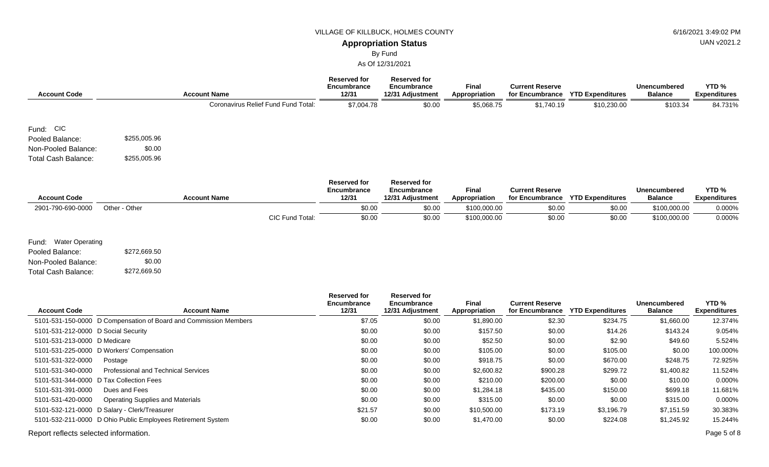VILLAGE OF KILLBUCK, HOLMES COUNTY

# Appropriation Status

By Fund

As Of 12/31/2021

| Account Code | Account Name | Reserved for Encumbrance 12/31 | Reserved for Encumbrance 12/31 Adjustment | Final Appropriation | Current Reserve for Encumbrance | YTD Expenditures | Unencumbered Balance | YTD % Expenditures |
|---|---|---|---|---|---|---|---|---|
| | Coronavirus Relief Fund Fund Total: | $7,004.78 | $0.00 | $5,068.75 | $1,740.19 | $10,230.00 | $103.34 | 84.731% |

Fund: CIC

Pooled Balance: $255,005.96

Non-Pooled Balance: $0.00

Total Cash Balance: $255,005.96

| Account Code | Account Name | Reserved for Encumbrance 12/31 | Reserved for Encumbrance 12/31 Adjustment | Final Appropriation | Current Reserve for Encumbrance | YTD Expenditures | Unencumbered Balance | YTD % Expenditures |
|---|---|---|---|---|---|---|---|---|
| 2901-790-690-0000 | Other - Other | $0.00 | $0.00 | $100,000.00 | $0.00 | $0.00 | $100,000.00 | 0.000% |
| | CIC Fund Total: | $0.00 | $0.00 | $100,000.00 | $0.00 | $0.00 | $100,000.00 | 0.000% |

Fund: Water Operating

Pooled Balance: $272,669.50

Non-Pooled Balance: $0.00

Total Cash Balance: $272,669.50

| Account Code | Account Name | Reserved for Encumbrance 12/31 | Reserved for Encumbrance 12/31 Adjustment | Final Appropriation | Current Reserve for Encumbrance | YTD Expenditures | Unencumbered Balance | YTD % Expenditures |
|---|---|---|---|---|---|---|---|---|
| 5101-531-150-0000 | D Compensation of Board and Commission Members | $7.05 | $0.00 | $1,890.00 | $2.30 | $234.75 | $1,660.00 | 12.374% |
| 5101-531-212-0000 | D Social Security | $0.00 | $0.00 | $157.50 | $0.00 | $14.26 | $143.24 | 9.054% |
| 5101-531-213-0000 | D Medicare | $0.00 | $0.00 | $52.50 | $0.00 | $2.90 | $49.60 | 5.524% |
| 5101-531-225-0000 | D Workers' Compensation | $0.00 | $0.00 | $105.00 | $0.00 | $105.00 | $0.00 | 100.000% |
| 5101-531-322-0000 | Postage | $0.00 | $0.00 | $918.75 | $0.00 | $670.00 | $248.75 | 72.925% |
| 5101-531-340-0000 | Professional and Technical Services | $0.00 | $0.00 | $2,600.82 | $900.28 | $299.72 | $1,400.82 | 11.524% |
| 5101-531-344-0000 | D Tax Collection Fees | $0.00 | $0.00 | $210.00 | $200.00 | $0.00 | $10.00 | 0.000% |
| 5101-531-391-0000 | Dues and Fees | $0.00 | $0.00 | $1,284.18 | $435.00 | $150.00 | $699.18 | 11.681% |
| 5101-531-420-0000 | Operating Supplies and Materials | $0.00 | $0.00 | $315.00 | $0.00 | $0.00 | $315.00 | 0.000% |
| 5101-532-121-0000 | D Salary - Clerk/Treasurer | $21.57 | $0.00 | $10,500.00 | $173.19 | $3,196.79 | $7,151.59 | 30.383% |
| 5101-532-211-0000 | D Ohio Public Employees Retirement System | $0.00 | $0.00 | $1,470.00 | $0.00 | $224.08 | $1,245.92 | 15.244% |

Report reflects selected information.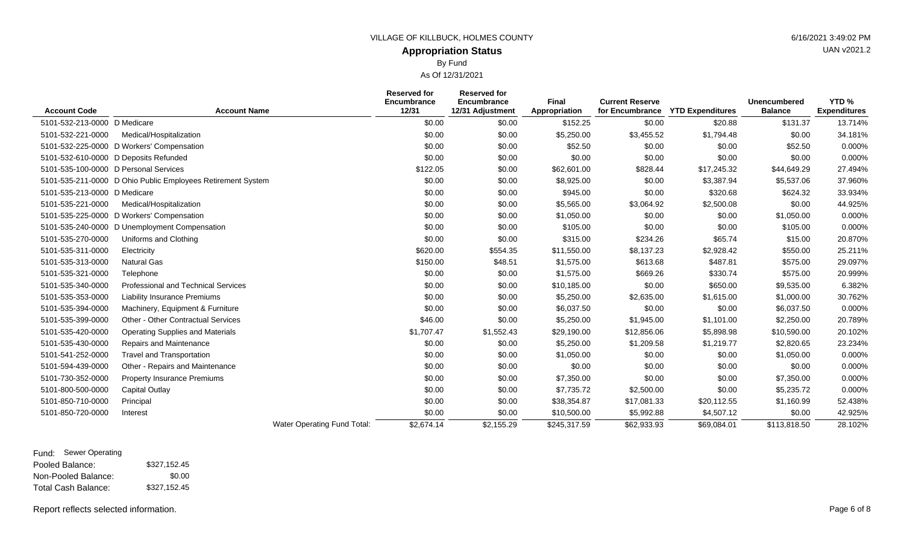VILLAGE OF KILLBUCK, HOLMES COUNTY

## Appropriation Status

By Fund

As Of 12/31/2021

| Account Code | Account Name | Reserved for Encumbrance 12/31 | Reserved for Encumbrance 12/31 Adjustment | Final Appropriation | Current Reserve for Encumbrance | YTD Expenditures | Unencumbered Balance | YTD % Expenditures |
|---|---|---|---|---|---|---|---|---|
| 5101-532-213-0000 | D Medicare | $0.00 | $0.00 | $152.25 | $0.00 | $20.88 | $131.37 | 13.714% |
| 5101-532-221-0000 | Medical/Hospitalization | $0.00 | $0.00 | $5,250.00 | $3,455.52 | $1,794.48 | $0.00 | 34.181% |
| 5101-532-225-0000 | D Workers' Compensation | $0.00 | $0.00 | $52.50 | $0.00 | $0.00 | $52.50 | 0.000% |
| 5101-532-610-0000 | D Deposits Refunded | $0.00 | $0.00 | $0.00 | $0.00 | $0.00 | $0.00 | 0.000% |
| 5101-535-100-0000 | D Personal Services | $122.05 | $0.00 | $62,601.00 | $828.44 | $17,245.32 | $44,649.29 | 27.494% |
| 5101-535-211-0000 | D Ohio Public Employees Retirement System | $0.00 | $0.00 | $8,925.00 | $0.00 | $3,387.94 | $5,537.06 | 37.960% |
| 5101-535-213-0000 | D Medicare | $0.00 | $0.00 | $945.00 | $0.00 | $320.68 | $624.32 | 33.934% |
| 5101-535-221-0000 | Medical/Hospitalization | $0.00 | $0.00 | $5,565.00 | $3,064.92 | $2,500.08 | $0.00 | 44.925% |
| 5101-535-225-0000 | D Workers' Compensation | $0.00 | $0.00 | $1,050.00 | $0.00 | $0.00 | $1,050.00 | 0.000% |
| 5101-535-240-0000 | D Unemployment Compensation | $0.00 | $0.00 | $105.00 | $0.00 | $0.00 | $105.00 | 0.000% |
| 5101-535-270-0000 | Uniforms and Clothing | $0.00 | $0.00 | $315.00 | $234.26 | $65.74 | $15.00 | 20.870% |
| 5101-535-311-0000 | Electricity | $620.00 | $554.35 | $11,550.00 | $8,137.23 | $2,928.42 | $550.00 | 25.211% |
| 5101-535-313-0000 | Natural Gas | $150.00 | $48.51 | $1,575.00 | $613.68 | $487.81 | $575.00 | 29.097% |
| 5101-535-321-0000 | Telephone | $0.00 | $0.00 | $1,575.00 | $669.26 | $330.74 | $575.00 | 20.999% |
| 5101-535-340-0000 | Professional and Technical Services | $0.00 | $0.00 | $10,185.00 | $0.00 | $650.00 | $9,535.00 | 6.382% |
| 5101-535-353-0000 | Liability Insurance Premiums | $0.00 | $0.00 | $5,250.00 | $2,635.00 | $1,615.00 | $1,000.00 | 30.762% |
| 5101-535-394-0000 | Machinery, Equipment & Furniture | $0.00 | $0.00 | $6,037.50 | $0.00 | $0.00 | $6,037.50 | 0.000% |
| 5101-535-399-0000 | Other - Other Contractual Services | $46.00 | $0.00 | $5,250.00 | $1,945.00 | $1,101.00 | $2,250.00 | 20.789% |
| 5101-535-420-0000 | Operating Supplies and Materials | $1,707.47 | $1,552.43 | $29,190.00 | $12,856.06 | $5,898.98 | $10,590.00 | 20.102% |
| 5101-535-430-0000 | Repairs and Maintenance | $0.00 | $0.00 | $5,250.00 | $1,209.58 | $1,219.77 | $2,820.65 | 23.234% |
| 5101-541-252-0000 | Travel and Transportation | $0.00 | $0.00 | $1,050.00 | $0.00 | $0.00 | $1,050.00 | 0.000% |
| 5101-594-439-0000 | Other - Repairs and Maintenance | $0.00 | $0.00 | $0.00 | $0.00 | $0.00 | $0.00 | 0.000% |
| 5101-730-352-0000 | Property Insurance Premiums | $0.00 | $0.00 | $7,350.00 | $0.00 | $0.00 | $7,350.00 | 0.000% |
| 5101-800-500-0000 | Capital Outlay | $0.00 | $0.00 | $7,735.72 | $2,500.00 | $0.00 | $5,235.72 | 0.000% |
| 5101-850-710-0000 | Principal | $0.00 | $0.00 | $38,354.87 | $17,081.33 | $20,112.55 | $1,160.99 | 52.438% |
| 5101-850-720-0000 | Interest | $0.00 | $0.00 | $10,500.00 | $5,992.88 | $4,507.12 | $0.00 | 42.925% |
| | Water Operating Fund Total: | $2,674.14 | $2,155.29 | $245,317.59 | $62,933.93 | $69,084.01 | $113,818.50 | 28.102% |

Fund: Sewer Operating

| | |
|---|---|
| Pooled Balance: | $327,152.45 |
| Non-Pooled Balance: | $0.00 |
| Total Cash Balance: | $327,152.45 |

Report reflects selected information.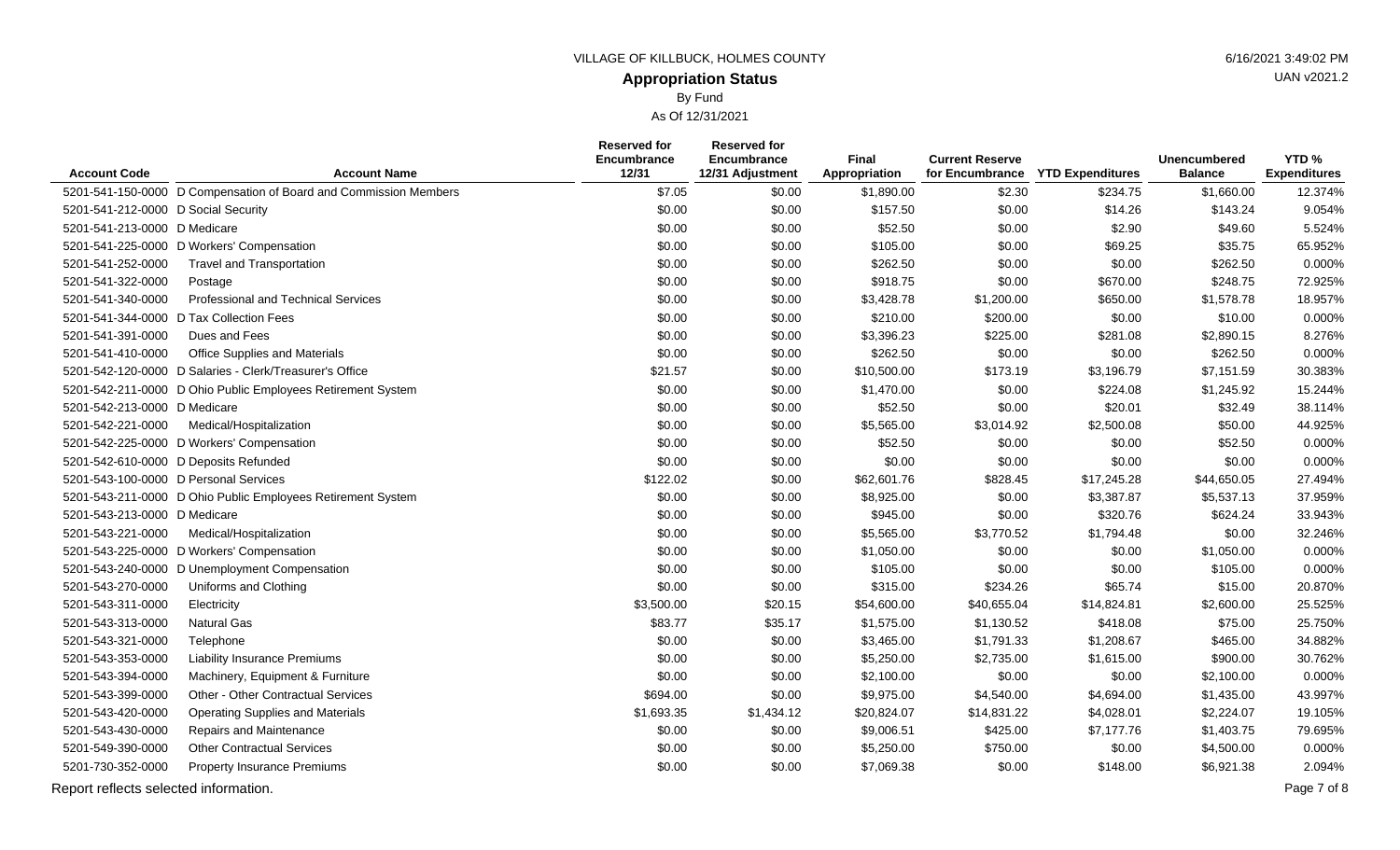VILLAGE OF KILLBUCK, HOLMES COUNTY

# Appropriation Status

By Fund

As Of 12/31/2021

| Account Code | Account Name | Reserved for Encumbrance 12/31 | Reserved for Encumbrance 12/31 Adjustment | Final Appropriation | Current Reserve for Encumbrance | YTD Expenditures | Unencumbered Balance | YTD % Expenditures |
|---|---|---|---|---|---|---|---|---|
| 5201-541-150-0000 | D Compensation of Board and Commission Members | $7.05 | $0.00 | $1,890.00 | $2.30 | $234.75 | $1,660.00 | 12.374% |
| 5201-541-212-0000 | D Social Security | $0.00 | $0.00 | $157.50 | $0.00 | $14.26 | $143.24 | 9.054% |
| 5201-541-213-0000 | D Medicare | $0.00 | $0.00 | $52.50 | $0.00 | $2.90 | $49.60 | 5.524% |
| 5201-541-225-0000 | D Workers' Compensation | $0.00 | $0.00 | $105.00 | $0.00 | $69.25 | $35.75 | 65.952% |
| 5201-541-252-0000 | Travel and Transportation | $0.00 | $0.00 | $262.50 | $0.00 | $0.00 | $262.50 | 0.000% |
| 5201-541-322-0000 | Postage | $0.00 | $0.00 | $918.75 | $0.00 | $670.00 | $248.75 | 72.925% |
| 5201-541-340-0000 | Professional and Technical Services | $0.00 | $0.00 | $3,428.78 | $1,200.00 | $650.00 | $1,578.78 | 18.957% |
| 5201-541-344-0000 | D Tax Collection Fees | $0.00 | $0.00 | $210.00 | $200.00 | $0.00 | $10.00 | 0.000% |
| 5201-541-391-0000 | Dues and Fees | $0.00 | $0.00 | $3,396.23 | $225.00 | $281.08 | $2,890.15 | 8.276% |
| 5201-541-410-0000 | Office Supplies and Materials | $0.00 | $0.00 | $262.50 | $0.00 | $0.00 | $262.50 | 0.000% |
| 5201-542-120-0000 | D Salaries - Clerk/Treasurer's Office | $21.57 | $0.00 | $10,500.00 | $173.19 | $3,196.79 | $7,151.59 | 30.383% |
| 5201-542-211-0000 | D Ohio Public Employees Retirement System | $0.00 | $0.00 | $1,470.00 | $0.00 | $224.08 | $1,245.92 | 15.244% |
| 5201-542-213-0000 | D Medicare | $0.00 | $0.00 | $52.50 | $0.00 | $20.01 | $32.49 | 38.114% |
| 5201-542-221-0000 | Medical/Hospitalization | $0.00 | $0.00 | $5,565.00 | $3,014.92 | $2,500.08 | $50.00 | 44.925% |
| 5201-542-225-0000 | D Workers' Compensation | $0.00 | $0.00 | $52.50 | $0.00 | $0.00 | $52.50 | 0.000% |
| 5201-542-610-0000 | D Deposits Refunded | $0.00 | $0.00 | $0.00 | $0.00 | $0.00 | $0.00 | 0.000% |
| 5201-543-100-0000 | D Personal Services | $122.02 | $0.00 | $62,601.76 | $828.45 | $17,245.28 | $44,650.05 | 27.494% |
| 5201-543-211-0000 | D Ohio Public Employees Retirement System | $0.00 | $0.00 | $8,925.00 | $0.00 | $3,387.87 | $5,537.13 | 37.959% |
| 5201-543-213-0000 | D Medicare | $0.00 | $0.00 | $945.00 | $0.00 | $320.76 | $624.24 | 33.943% |
| 5201-543-221-0000 | Medical/Hospitalization | $0.00 | $0.00 | $5,565.00 | $3,770.52 | $1,794.48 | $0.00 | 32.246% |
| 5201-543-225-0000 | D Workers' Compensation | $0.00 | $0.00 | $1,050.00 | $0.00 | $0.00 | $1,050.00 | 0.000% |
| 5201-543-240-0000 | D Unemployment Compensation | $0.00 | $0.00 | $105.00 | $0.00 | $0.00 | $105.00 | 0.000% |
| 5201-543-270-0000 | Uniforms and Clothing | $0.00 | $0.00 | $315.00 | $234.26 | $65.74 | $15.00 | 20.870% |
| 5201-543-311-0000 | Electricity | $3,500.00 | $20.15 | $54,600.00 | $40,655.04 | $14,824.81 | $2,600.00 | 25.525% |
| 5201-543-313-0000 | Natural Gas | $83.77 | $35.17 | $1,575.00 | $1,130.52 | $418.08 | $75.00 | 25.750% |
| 5201-543-321-0000 | Telephone | $0.00 | $0.00 | $3,465.00 | $1,791.33 | $1,208.67 | $465.00 | 34.882% |
| 5201-543-353-0000 | Liability Insurance Premiums | $0.00 | $0.00 | $5,250.00 | $2,735.00 | $1,615.00 | $900.00 | 30.762% |
| 5201-543-394-0000 | Machinery, Equipment & Furniture | $0.00 | $0.00 | $2,100.00 | $0.00 | $0.00 | $2,100.00 | 0.000% |
| 5201-543-399-0000 | Other - Other Contractual Services | $694.00 | $0.00 | $9,975.00 | $4,540.00 | $4,694.00 | $1,435.00 | 43.997% |
| 5201-543-420-0000 | Operating Supplies and Materials | $1,693.35 | $1,434.12 | $20,824.07 | $14,831.22 | $4,028.01 | $2,224.07 | 19.105% |
| 5201-543-430-0000 | Repairs and Maintenance | $0.00 | $0.00 | $9,006.51 | $425.00 | $7,177.76 | $1,403.75 | 79.695% |
| 5201-549-390-0000 | Other Contractual Services | $0.00 | $0.00 | $5,250.00 | $750.00 | $0.00 | $4,500.00 | 0.000% |
| 5201-730-352-0000 | Property Insurance Premiums | $0.00 | $0.00 | $7,069.38 | $0.00 | $148.00 | $6,921.38 | 2.094% |

Report reflects selected information.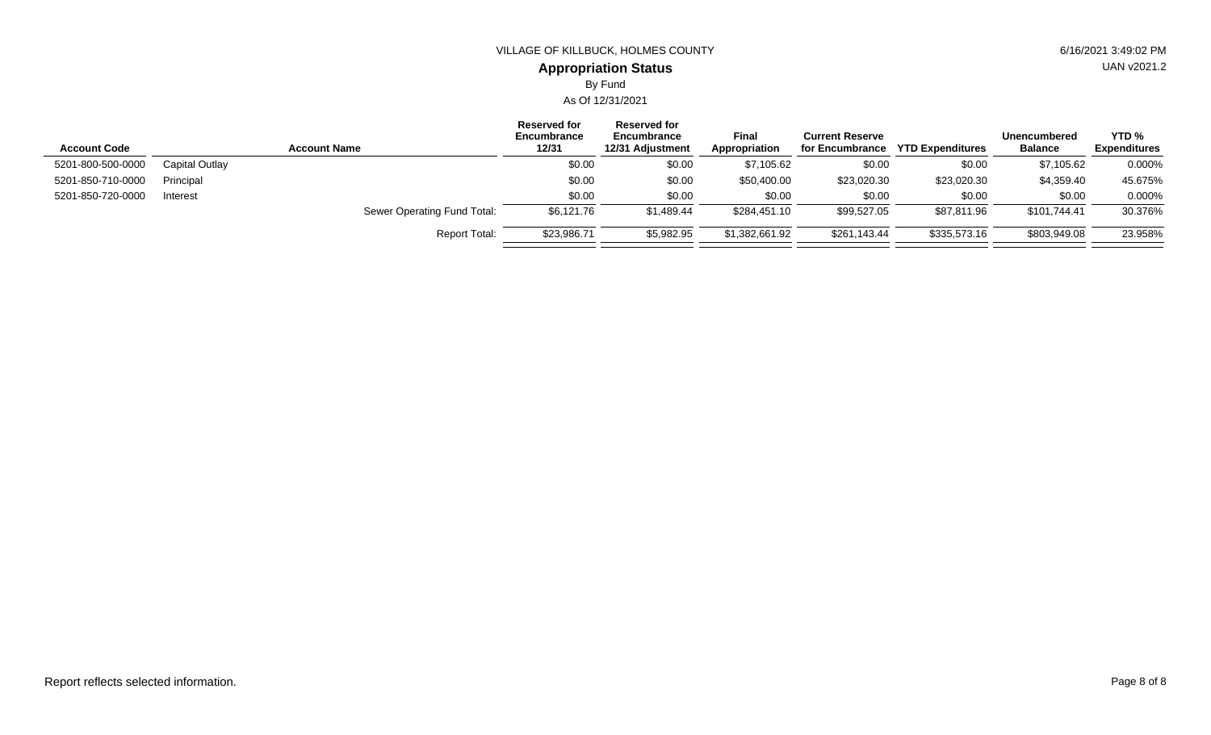VILLAGE OF KILLBUCK, HOLMES COUNTY

## Appropriation Status

By Fund

As Of 12/31/2021

| Account Code | Account Name | Reserved for Encumbrance 12/31 | Reserved for Encumbrance 12/31 Adjustment | Final Appropriation | Current Reserve for Encumbrance | YTD Expenditures | Unencumbered Balance | YTD % Expenditures |
|---|---|---|---|---|---|---|---|---|
| 5201-800-500-0000 | Capital Outlay | $0.00 | $0.00 | $7,105.62 | $0.00 | $0.00 | $7,105.62 | 0.000% |
| 5201-850-710-0000 | Principal | $0.00 | $0.00 | $50,400.00 | $23,020.30 | $23,020.30 | $4,359.40 | 45.675% |
| 5201-850-720-0000 | Interest | $0.00 | $0.00 | $0.00 | $0.00 | $0.00 | $0.00 | 0.000% |
| | Sewer Operating Fund Total: | $6,121.76 | $1,489.44 | $284,451.10 | $99,527.05 | $87,811.96 | $101,744.41 | 30.376% |
| | Report Total: | $23,986.71 | $5,982.95 | $1,382,661.92 | $261,143.44 | $335,573.16 | $803,949.08 | 23.958% |

Report reflects selected information.